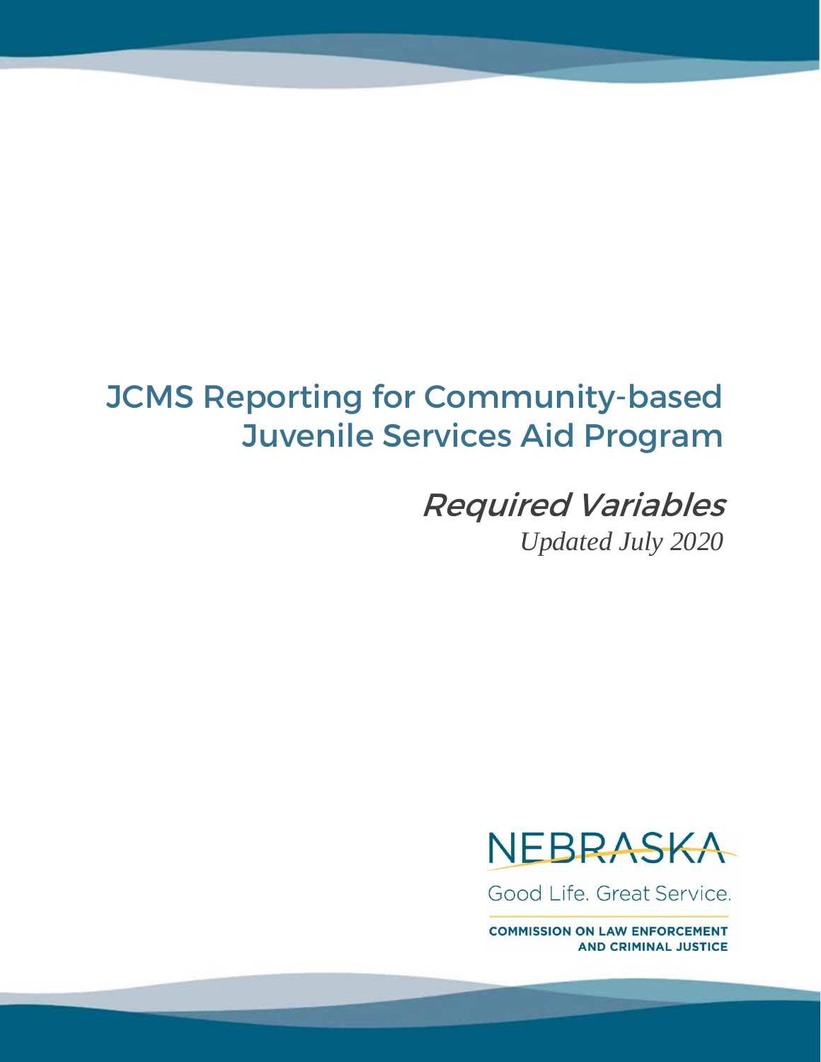# JCMS Reporting for Community-based Juvenile Services Aid Program

## *Required Variables*

*Updated July 2020*

NEBRASKA

Good Life. Great Service.

COMMISSION ON LAW ENFORCEMENT AND CRIMINAL JUSTICE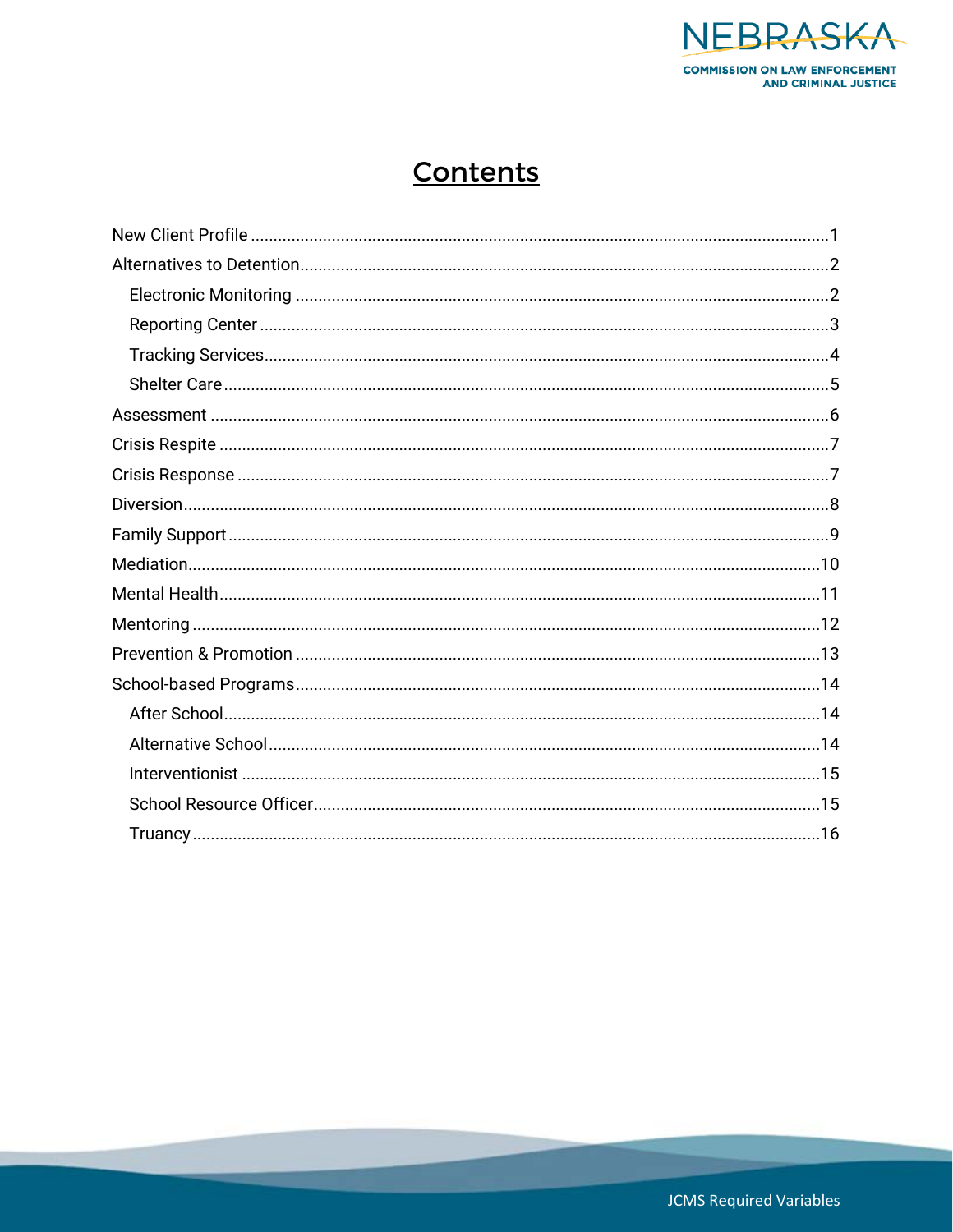# Contents

- New Client Profile ........ 1
- Alternatives to Detention ........ 2
  - Electronic Monitoring ........ 2
  - Reporting Center ........ 3
  - Tracking Services ........ 4
  - Shelter Care ........ 5
- Assessment ........ 6
- Crisis Respite ........ 7
- Crisis Response ........ 7
- Diversion ........ 8
- Family Support ........ 9
- Mediation ........ 10
- Mental Health ........ 11
- Mentoring ........ 12
- Prevention & Promotion ........ 13
- School-based Programs ........ 14
  - After School ........ 14
  - Alternative School ........ 14
  - Interventionist ........ 15
  - School Resource Officer ........ 15
  - Truancy ........ 16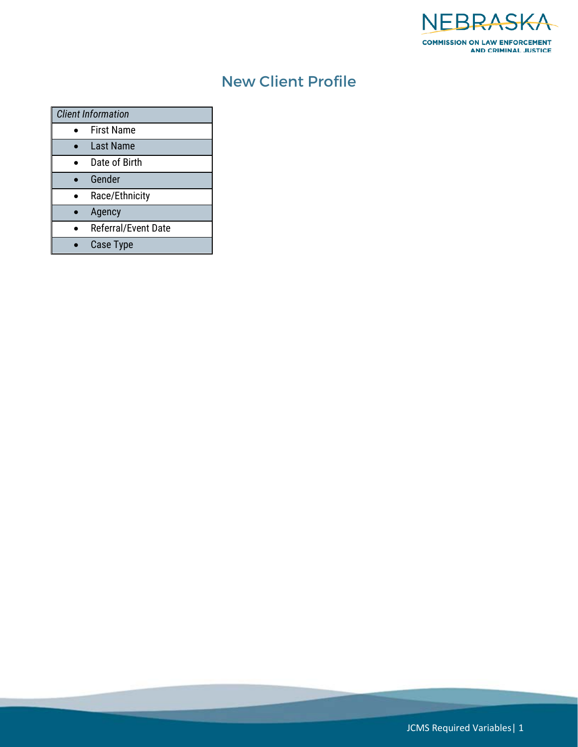# New Client Profile

| *Client Information* |
| --- |
| • First Name |
| • Last Name |
| • Date of Birth |
| • Gender |
| • Race/Ethnicity |
| • Agency |
| • Referral/Event Date |
| • Case Type |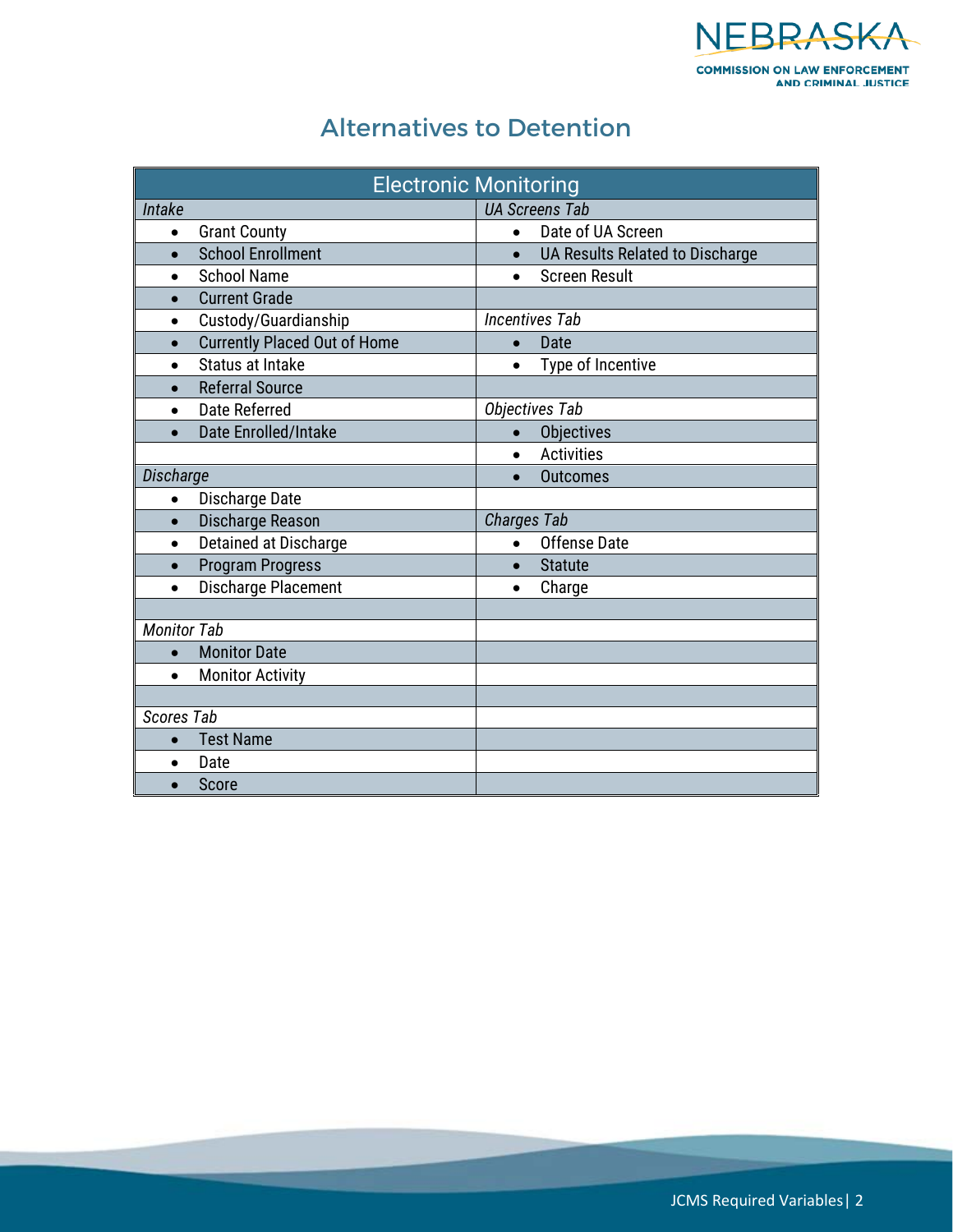## Alternatives to Detention

| Electronic Monitoring | |
|---|---|
| *Intake* | *UA Screens Tab* |
| • Grant County | • Date of UA Screen |
| • School Enrollment | • UA Results Related to Discharge |
| • School Name | • Screen Result |
| • Current Grade | |
| • Custody/Guardianship | *Incentives Tab* |
| • Currently Placed Out of Home | • Date |
| • Status at Intake | • Type of Incentive |
| • Referral Source | |
| • Date Referred | *Objectives Tab* |
| • Date Enrolled/Intake | • Objectives |
| | • Activities |
| *Discharge* | • Outcomes |
| • Discharge Date | |
| • Discharge Reason | *Charges Tab* |
| • Detained at Discharge | • Offense Date |
| • Program Progress | • Statute |
| • Discharge Placement | • Charge |
| | |
| *Monitor Tab* | |
| • Monitor Date | |
| • Monitor Activity | |
| | |
| *Scores Tab* | |
| • Test Name | |
| • Date | |
| • Score | |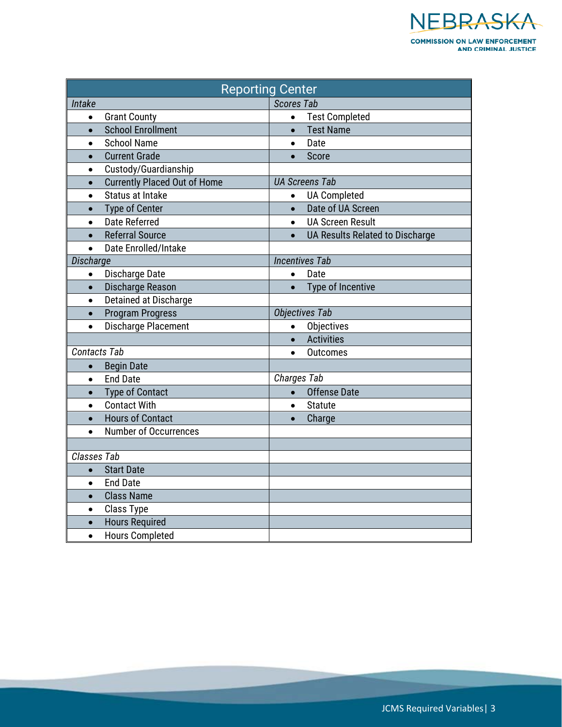| Reporting Center | |
|---|---|
| *Intake* | *Scores Tab* |
| • Grant County | • Test Completed |
| • School Enrollment | • Test Name |
| • School Name | • Date |
| • Current Grade | • Score |
| • Custody/Guardianship | |
| • Currently Placed Out of Home | *UA Screens Tab* |
| • Status at Intake | • UA Completed |
| • Type of Center | • Date of UA Screen |
| • Date Referred | • UA Screen Result |
| • Referral Source | • UA Results Related to Discharge |
| • Date Enrolled/Intake | |
| *Discharge* | *Incentives Tab* |
| • Discharge Date | • Date |
| • Discharge Reason | • Type of Incentive |
| • Detained at Discharge | |
| • Program Progress | *Objectives Tab* |
| • Discharge Placement | • Objectives |
| | • Activities |
| *Contacts Tab* | • Outcomes |
| • Begin Date | |
| • End Date | *Charges Tab* |
| • Type of Contact | • Offense Date |
| • Contact With | • Statute |
| • Hours of Contact | • Charge |
| • Number of Occurrences | |
| | |
| *Classes Tab* | |
| • Start Date | |
| • End Date | |
| • Class Name | |
| • Class Type | |
| • Hours Required | |
| • Hours Completed | |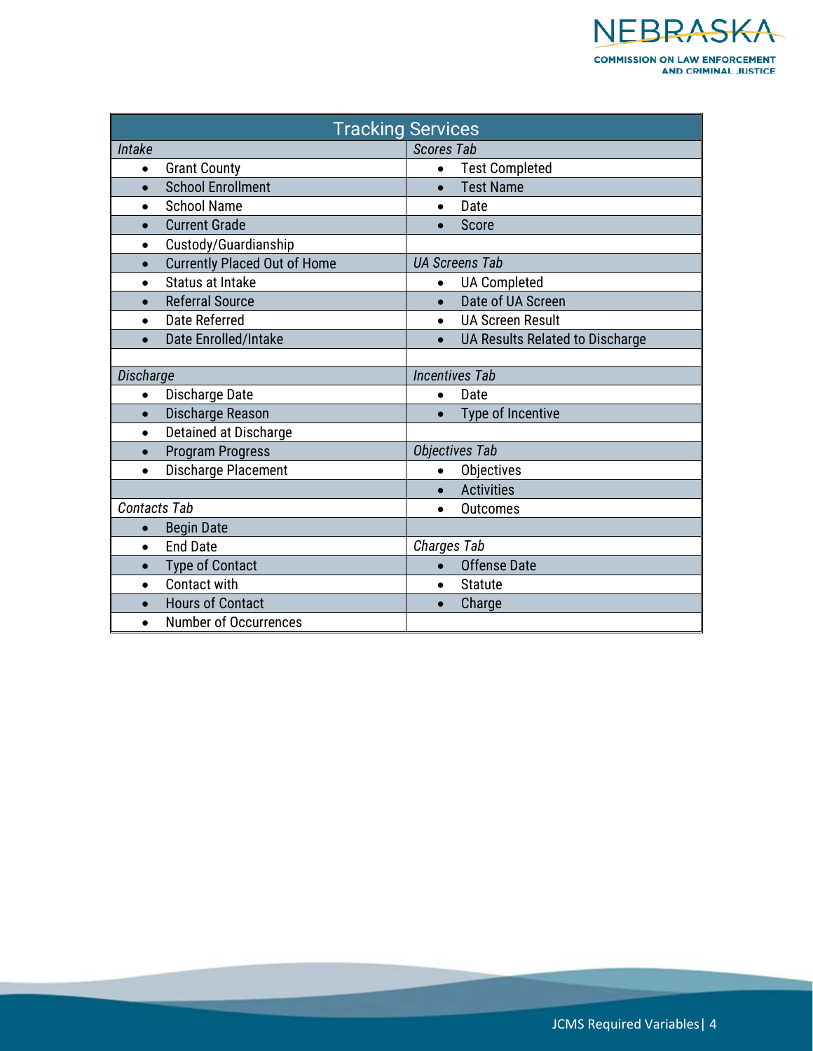| Tracking Services | |
|---|---|
| *Intake* | *Scores Tab* |
| • Grant County | • Test Completed |
| • School Enrollment | • Test Name |
| • School Name | • Date |
| • Current Grade | • Score |
| • Custody/Guardianship | |
| • Currently Placed Out of Home | *UA Screens Tab* |
| • Status at Intake | • UA Completed |
| • Referral Source | • Date of UA Screen |
| • Date Referred | • UA Screen Result |
| • Date Enrolled/Intake | • UA Results Related to Discharge |
| | |
| *Discharge* | *Incentives Tab* |
| • Discharge Date | • Date |
| • Discharge Reason | • Type of Incentive |
| • Detained at Discharge | |
| • Program Progress | *Objectives Tab* |
| • Discharge Placement | • Objectives |
| | • Activities |
| *Contacts Tab* | • Outcomes |
| • Begin Date | |
| • End Date | *Charges Tab* |
| • Type of Contact | • Offense Date |
| • Contact with | • Statute |
| • Hours of Contact | • Charge |
| • Number of Occurrences | |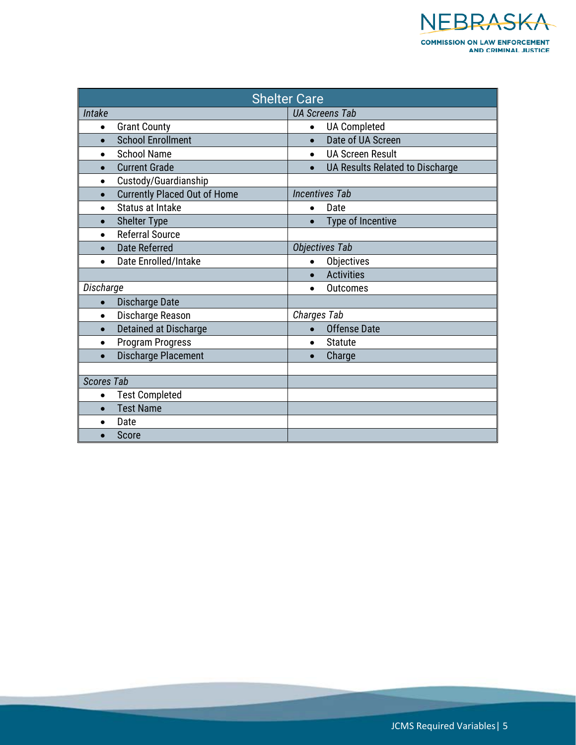| Shelter Care | |
|---|---|
| *Intake* | *UA Screens Tab* |
| • Grant County | • UA Completed |
| • School Enrollment | • Date of UA Screen |
| • School Name | • UA Screen Result |
| • Current Grade | • UA Results Related to Discharge |
| • Custody/Guardianship | |
| • Currently Placed Out of Home | *Incentives Tab* |
| • Status at Intake | • Date |
| • Shelter Type | • Type of Incentive |
| • Referral Source | |
| • Date Referred | *Objectives Tab* |
| • Date Enrolled/Intake | • Objectives |
| | • Activities |
| *Discharge* | • Outcomes |
| • Discharge Date | |
| • Discharge Reason | *Charges Tab* |
| • Detained at Discharge | • Offense Date |
| • Program Progress | • Statute |
| • Discharge Placement | • Charge |
| | |
| *Scores Tab* | |
| • Test Completed | |
| • Test Name | |
| • Date | |
| • Score | |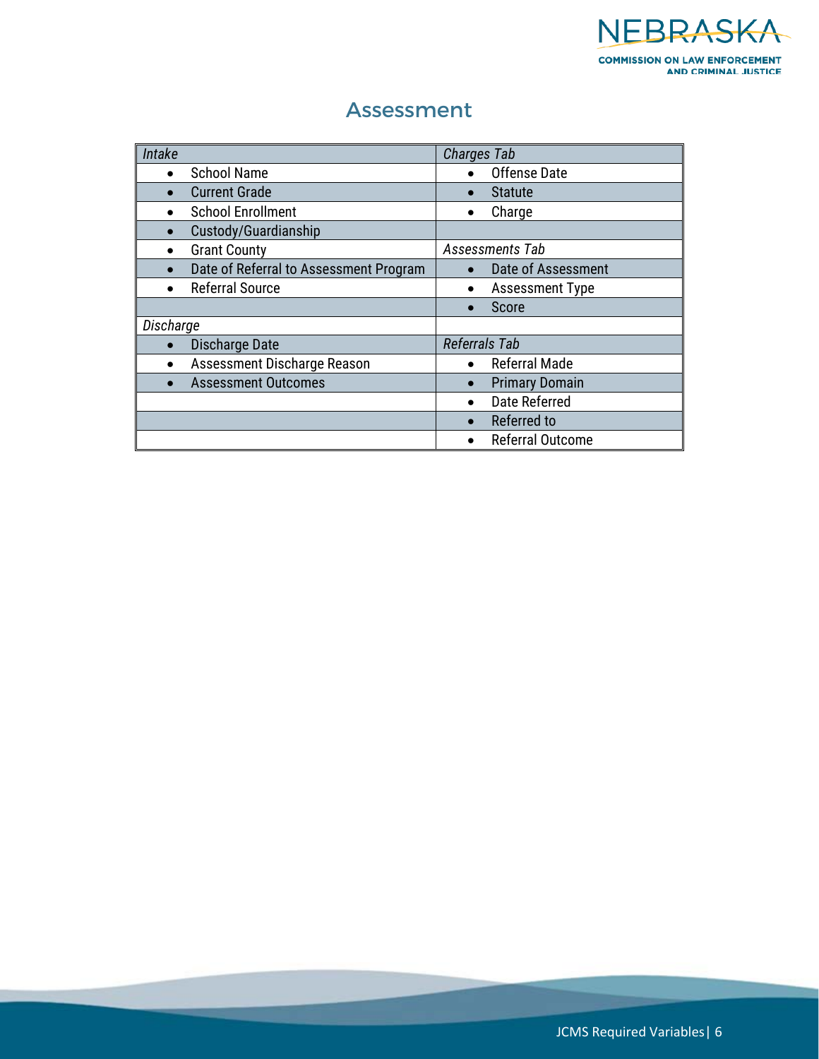## Assessment

| *Intake* | *Charges Tab* |
|---|---|
| • School Name | • Offense Date |
| • Current Grade | • Statute |
| • School Enrollment | • Charge |
| • Custody/Guardianship | |
| • Grant County | *Assessments Tab* |
| • Date of Referral to Assessment Program | • Date of Assessment |
| • Referral Source | • Assessment Type |
| | • Score |
| *Discharge* | |
| • Discharge Date | *Referrals Tab* |
| • Assessment Discharge Reason | • Referral Made |
| • Assessment Outcomes | • Primary Domain |
| | • Date Referred |
| | • Referred to |
| | • Referral Outcome |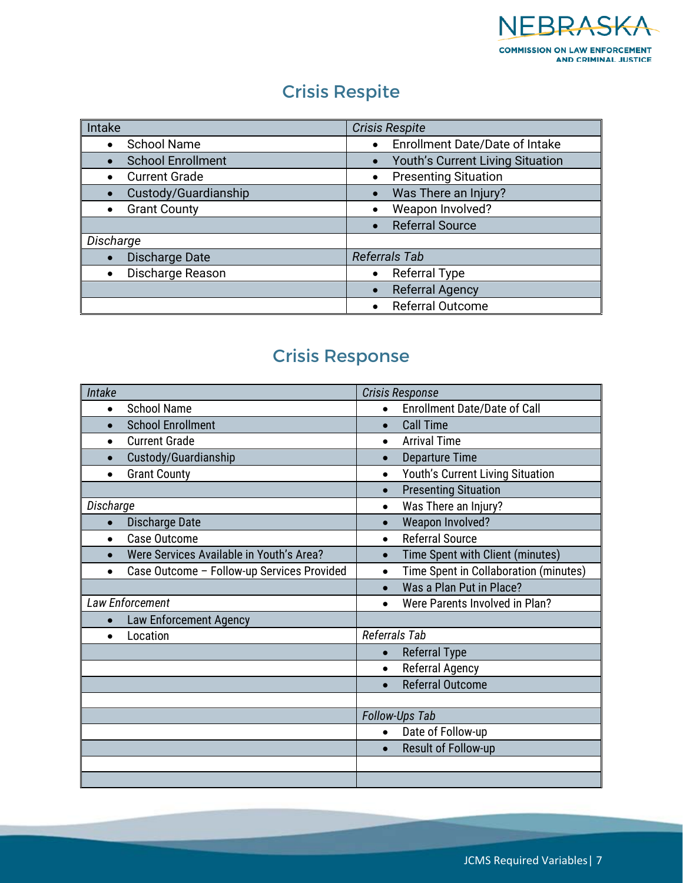## Crisis Respite

| Intake | *Crisis Respite* |
|---|---|
| • School Name | • Enrollment Date/Date of Intake |
| • School Enrollment | • Youth's Current Living Situation |
| • Current Grade | • Presenting Situation |
| • Custody/Guardianship | • Was There an Injury? |
| • Grant County | • Weapon Involved? |
| | • Referral Source |
| *Discharge* | |
| • Discharge Date | *Referrals Tab* |
| • Discharge Reason | • Referral Type |
| | • Referral Agency |
| | • Referral Outcome |

## Crisis Response

| *Intake* | *Crisis Response* |
|---|---|
| • School Name | • Enrollment Date/Date of Call |
| • School Enrollment | • Call Time |
| • Current Grade | • Arrival Time |
| • Custody/Guardianship | • Departure Time |
| • Grant County | • Youth's Current Living Situation |
| | • Presenting Situation |
| *Discharge* | • Was There an Injury? |
| • Discharge Date | • Weapon Involved? |
| • Case Outcome | • Referral Source |
| • Were Services Available in Youth's Area? | • Time Spent with Client (minutes) |
| • Case Outcome – Follow-up Services Provided | • Time Spent in Collaboration (minutes) |
| | • Was a Plan Put in Place? |
| *Law Enforcement* | • Were Parents Involved in Plan? |
| • Law Enforcement Agency | |
| • Location | *Referrals Tab* |
| | • Referral Type |
| | • Referral Agency |
| | • Referral Outcome |
| | |
| | *Follow-Ups Tab* |
| | • Date of Follow-up |
| | • Result of Follow-up |
| | |
| | |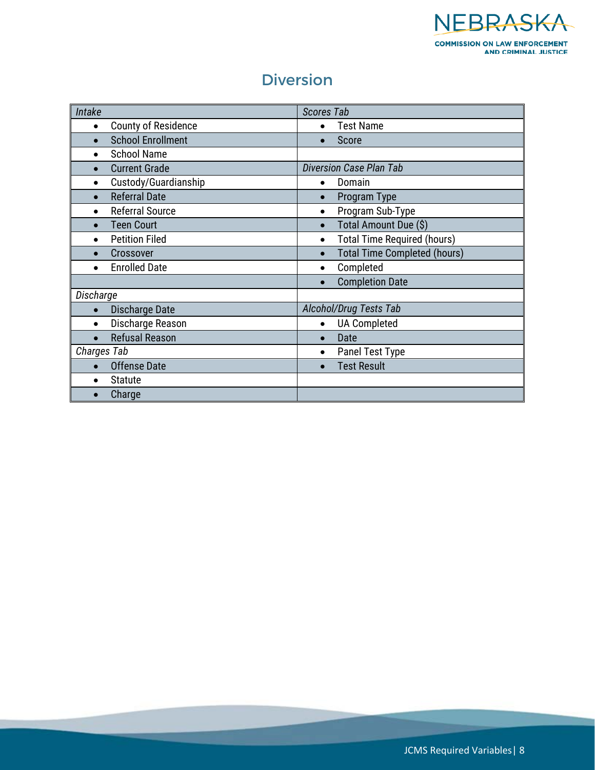## Diversion

| *Intake* | *Scores Tab* |
|---|---|
| • County of Residence | • Test Name |
| • School Enrollment | • Score |
| • School Name | |
| • Current Grade | *Diversion Case Plan Tab* |
| • Custody/Guardianship | • Domain |
| • Referral Date | • Program Type |
| • Referral Source | • Program Sub-Type |
| • Teen Court | • Total Amount Due ($) |
| • Petition Filed | • Total Time Required (hours) |
| • Crossover | • Total Time Completed (hours) |
| • Enrolled Date | • Completed |
| | • Completion Date |
| *Discharge* | |
| • Discharge Date | *Alcohol/Drug Tests Tab* |
| • Discharge Reason | • UA Completed |
| • Refusal Reason | • Date |
| *Charges Tab* | • Panel Test Type |
| • Offense Date | • Test Result |
| • Statute | |
| • Charge | |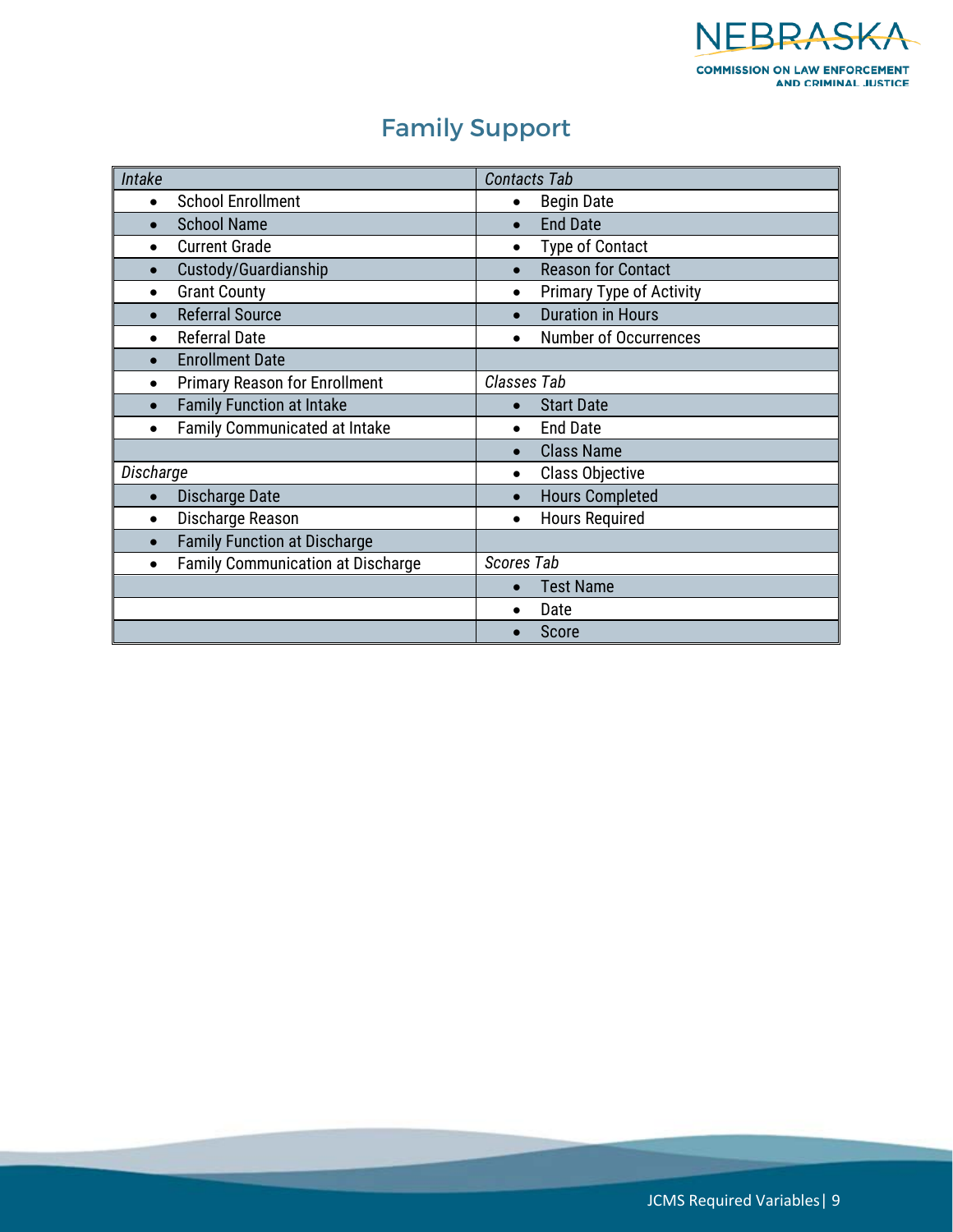# Family Support

| *Intake* | *Contacts Tab* |
|---|---|
| • School Enrollment | • Begin Date |
| • School Name | • End Date |
| • Current Grade | • Type of Contact |
| • Custody/Guardianship | • Reason for Contact |
| • Grant County | • Primary Type of Activity |
| • Referral Source | • Duration in Hours |
| • Referral Date | • Number of Occurrences |
| • Enrollment Date | |
| • Primary Reason for Enrollment | *Classes Tab* |
| • Family Function at Intake | • Start Date |
| • Family Communicated at Intake | • End Date |
| | • Class Name |
| *Discharge* | • Class Objective |
| • Discharge Date | • Hours Completed |
| • Discharge Reason | • Hours Required |
| • Family Function at Discharge | |
| • Family Communication at Discharge | *Scores Tab* |
| | • Test Name |
| | • Date |
| | • Score |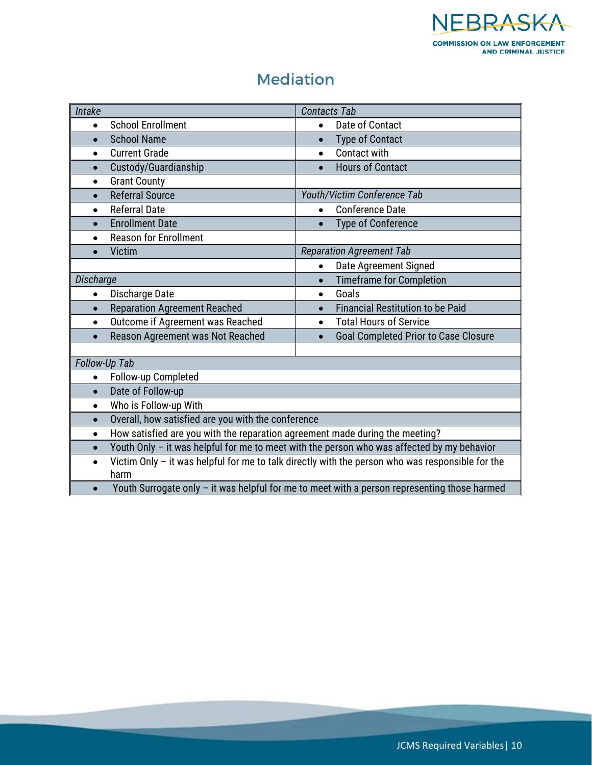## Mediation

| *Intake* | *Contacts Tab* |
|---|---|
| • School Enrollment | • Date of Contact |
| • School Name | • Type of Contact |
| • Current Grade | • Contact with |
| • Custody/Guardianship | • Hours of Contact |
| • Grant County | |
| • Referral Source | *Youth/Victim Conference Tab* |
| • Referral Date | • Conference Date |
| • Enrollment Date | • Type of Conference |
| • Reason for Enrollment | |
| • Victim | *Reparation Agreement Tab* |
| | • Date Agreement Signed |
| *Discharge* | • Timeframe for Completion |
| • Discharge Date | • Goals |
| • Reparation Agreement Reached | • Financial Restitution to be Paid |
| • Outcome if Agreement was Reached | • Total Hours of Service |
| • Reason Agreement was Not Reached | • Goal Completed Prior to Case Closure |
| | |

| *Follow-Up Tab* |
|---|
| • Follow-up Completed |
| • Date of Follow-up |
| • Who is Follow-up With |
| • Overall, how satisfied are you with the conference |
| • How satisfied are you with the reparation agreement made during the meeting? |
| • Youth Only – it was helpful for me to meet with the person who was affected by my behavior |
| • Victim Only – it was helpful for me to talk directly with the person who was responsible for the harm |
| • Youth Surrogate only – it was helpful for me to meet with a person representing those harmed |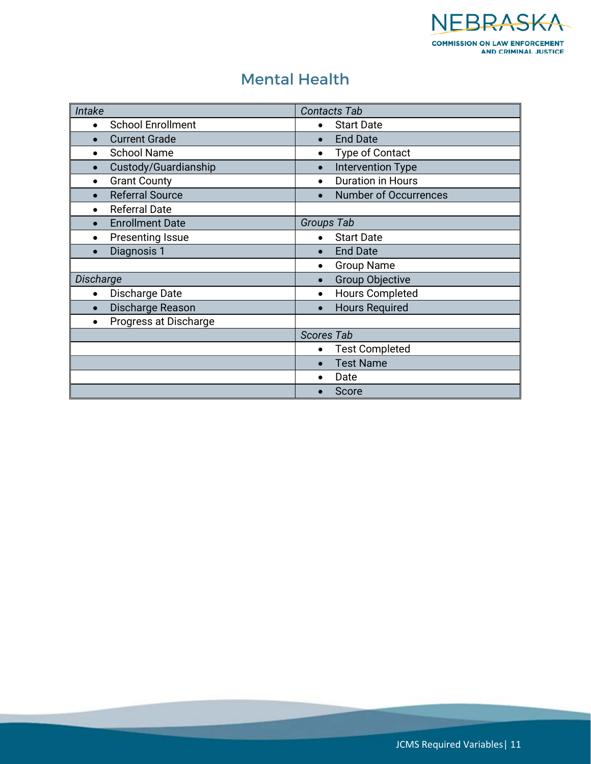## Mental Health

| *Intake* | *Contacts Tab* |
|---|---|
| • School Enrollment | • Start Date |
| • Current Grade | • End Date |
| • School Name | • Type of Contact |
| • Custody/Guardianship | • Intervention Type |
| • Grant County | • Duration in Hours |
| • Referral Source | • Number of Occurrences |
| • Referral Date | |
| • Enrollment Date | *Groups Tab* |
| • Presenting Issue | • Start Date |
| • Diagnosis 1 | • End Date |
| | • Group Name |
| *Discharge* | • Group Objective |
| • Discharge Date | • Hours Completed |
| • Discharge Reason | • Hours Required |
| • Progress at Discharge | |
| | *Scores Tab* |
| | • Test Completed |
| | • Test Name |
| | • Date |
| | • Score |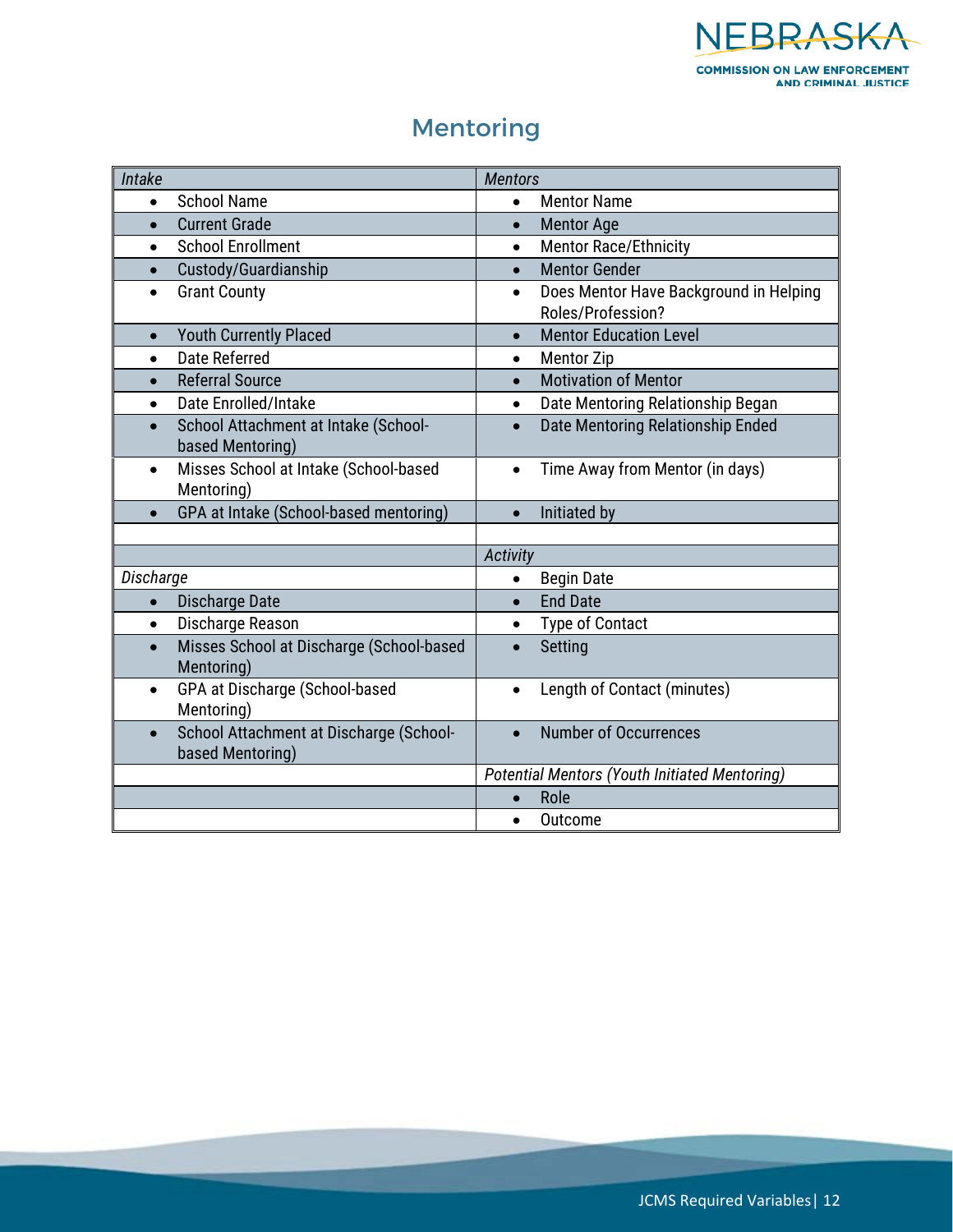## Mentoring

| *Intake* | *Mentors* |
|---|---|
| • School Name | • Mentor Name |
| • Current Grade | • Mentor Age |
| • School Enrollment | • Mentor Race/Ethnicity |
| • Custody/Guardianship | • Mentor Gender |
| • Grant County | • Does Mentor Have Background in Helping Roles/Profession? |
| • Youth Currently Placed | • Mentor Education Level |
| • Date Referred | • Mentor Zip |
| • Referral Source | • Motivation of Mentor |
| • Date Enrolled/Intake | • Date Mentoring Relationship Began |
| • School Attachment at Intake (School-based Mentoring) | • Date Mentoring Relationship Ended |
| • Misses School at Intake (School-based Mentoring) | • Time Away from Mentor (in days) |
| • GPA at Intake (School-based mentoring) | • Initiated by |
| | |
| | *Activity* |
| *Discharge* | • Begin Date |
| • Discharge Date | • End Date |
| • Discharge Reason | • Type of Contact |
| • Misses School at Discharge (School-based Mentoring) | • Setting |
| • GPA at Discharge (School-based Mentoring) | • Length of Contact (minutes) |
| • School Attachment at Discharge (School-based Mentoring) | • Number of Occurrences |
| | *Potential Mentors (Youth Initiated Mentoring)* |
| | • Role |
| | • Outcome |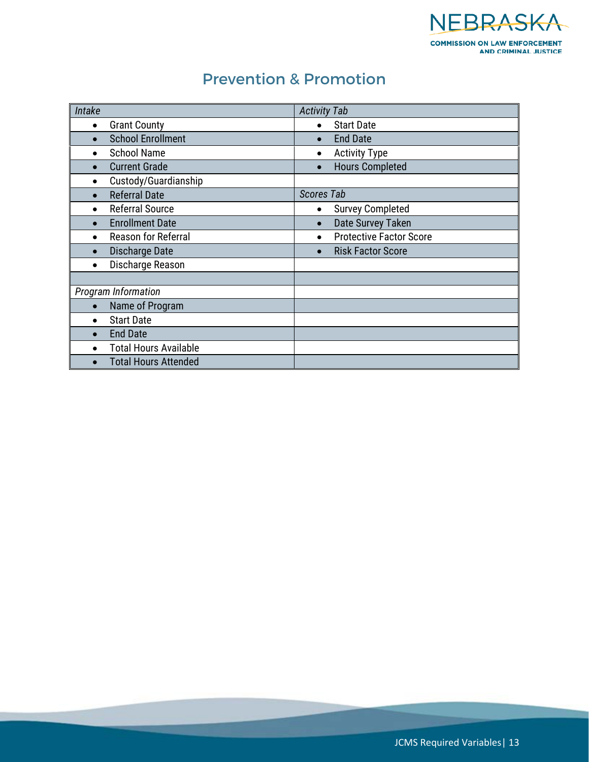## Prevention & Promotion

| *Intake* | *Activity Tab* |
|---|---|
| • Grant County | • Start Date |
| • School Enrollment | • End Date |
| • School Name | • Activity Type |
| • Current Grade | • Hours Completed |
| • Custody/Guardianship | |
| • Referral Date | *Scores Tab* |
| • Referral Source | • Survey Completed |
| • Enrollment Date | • Date Survey Taken |
| • Reason for Referral | • Protective Factor Score |
| • Discharge Date | • Risk Factor Score |
| • Discharge Reason | |
| | |
| *Program Information* | |
| • Name of Program | |
| • Start Date | |
| • End Date | |
| • Total Hours Available | |
| • Total Hours Attended | |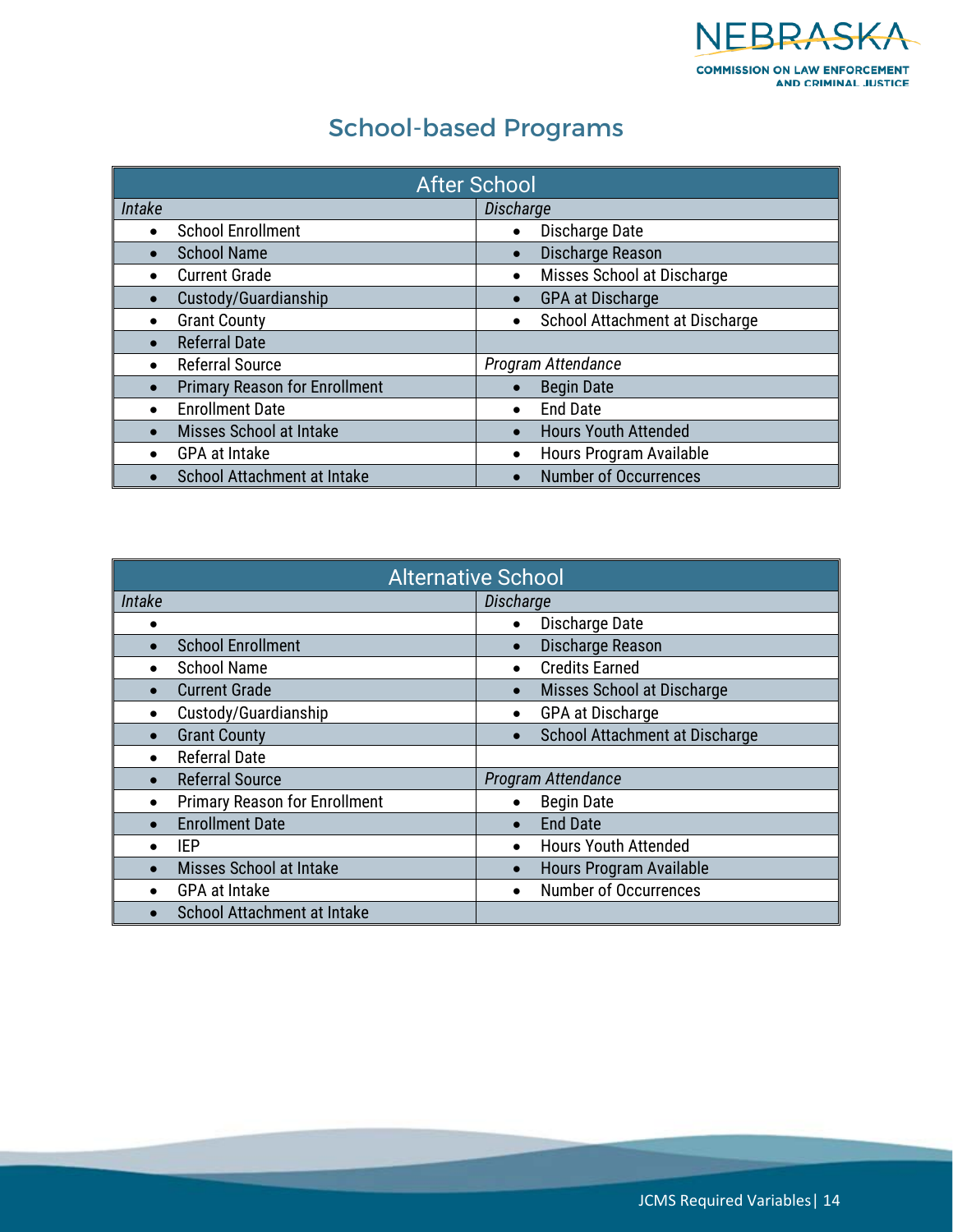## School-based Programs

| After School | |
|---|---|
| *Intake* | *Discharge* |
| • School Enrollment | • Discharge Date |
| • School Name | • Discharge Reason |
| • Current Grade | • Misses School at Discharge |
| • Custody/Guardianship | • GPA at Discharge |
| • Grant County | • School Attachment at Discharge |
| • Referral Date | |
| • Referral Source | *Program Attendance* |
| • Primary Reason for Enrollment | • Begin Date |
| • Enrollment Date | • End Date |
| • Misses School at Intake | • Hours Youth Attended |
| • GPA at Intake | • Hours Program Available |
| • School Attachment at Intake | • Number of Occurrences |

| Alternative School | |
|---|---|
| *Intake* | *Discharge* |
| • | • Discharge Date |
| • School Enrollment | • Discharge Reason |
| • School Name | • Credits Earned |
| • Current Grade | • Misses School at Discharge |
| • Custody/Guardianship | • GPA at Discharge |
| • Grant County | • School Attachment at Discharge |
| • Referral Date | |
| • Referral Source | *Program Attendance* |
| • Primary Reason for Enrollment | • Begin Date |
| • Enrollment Date | • End Date |
| • IEP | • Hours Youth Attended |
| • Misses School at Intake | • Hours Program Available |
| • GPA at Intake | • Number of Occurrences |
| • School Attachment at Intake | |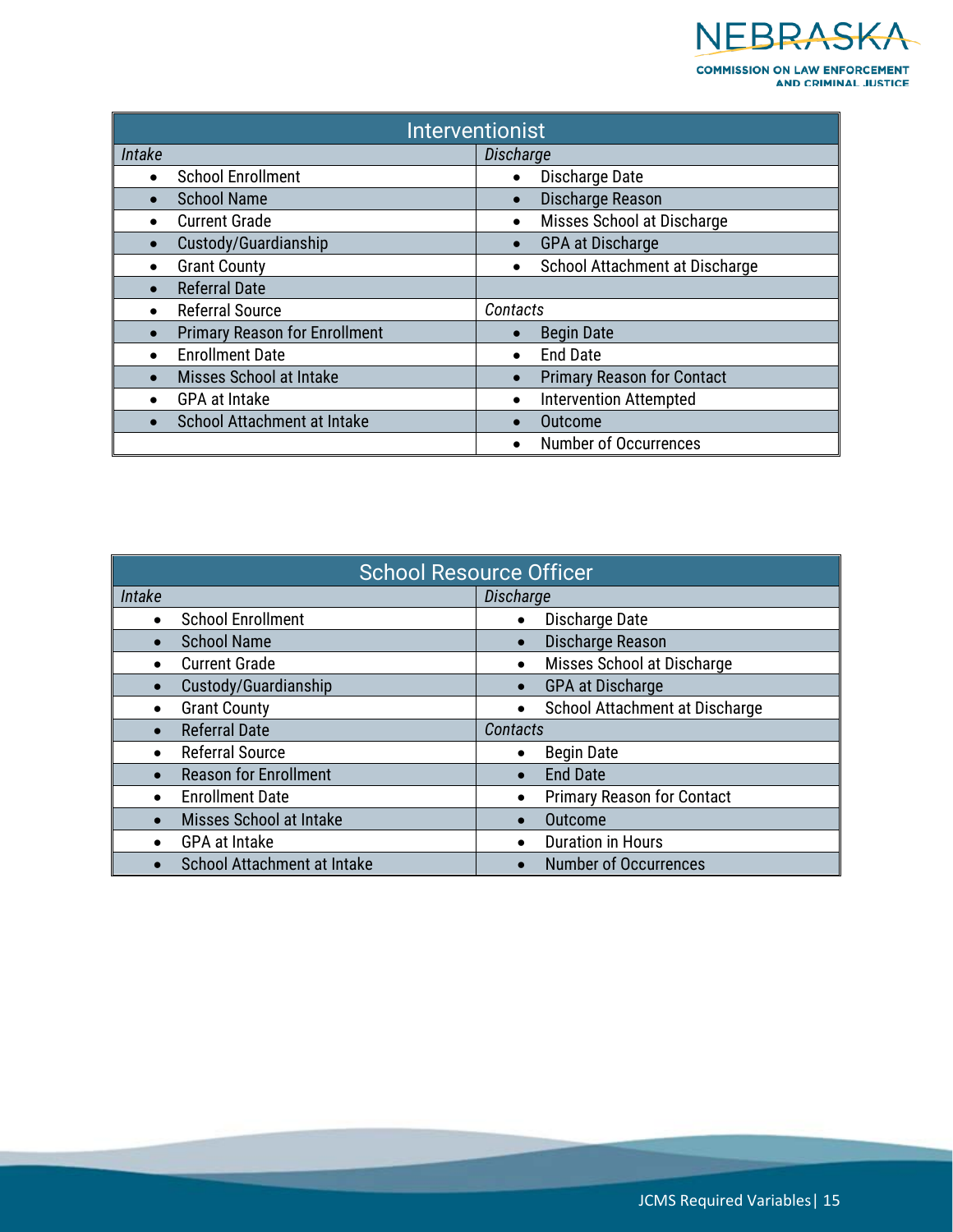| Interventionist | |
|---|---|
| *Intake* | *Discharge* |
| • School Enrollment | • Discharge Date |
| • School Name | • Discharge Reason |
| • Current Grade | • Misses School at Discharge |
| • Custody/Guardianship | • GPA at Discharge |
| • Grant County | • School Attachment at Discharge |
| • Referral Date | |
| • Referral Source | *Contacts* |
| • Primary Reason for Enrollment | • Begin Date |
| • Enrollment Date | • End Date |
| • Misses School at Intake | • Primary Reason for Contact |
| • GPA at Intake | • Intervention Attempted |
| • School Attachment at Intake | • Outcome |
| | • Number of Occurrences |

| School Resource Officer | |
|---|---|
| *Intake* | *Discharge* |
| • School Enrollment | • Discharge Date |
| • School Name | • Discharge Reason |
| • Current Grade | • Misses School at Discharge |
| • Custody/Guardianship | • GPA at Discharge |
| • Grant County | • School Attachment at Discharge |
| • Referral Date | *Contacts* |
| • Referral Source | • Begin Date |
| • Reason for Enrollment | • End Date |
| • Enrollment Date | • Primary Reason for Contact |
| • Misses School at Intake | • Outcome |
| • GPA at Intake | • Duration in Hours |
| • School Attachment at Intake | • Number of Occurrences |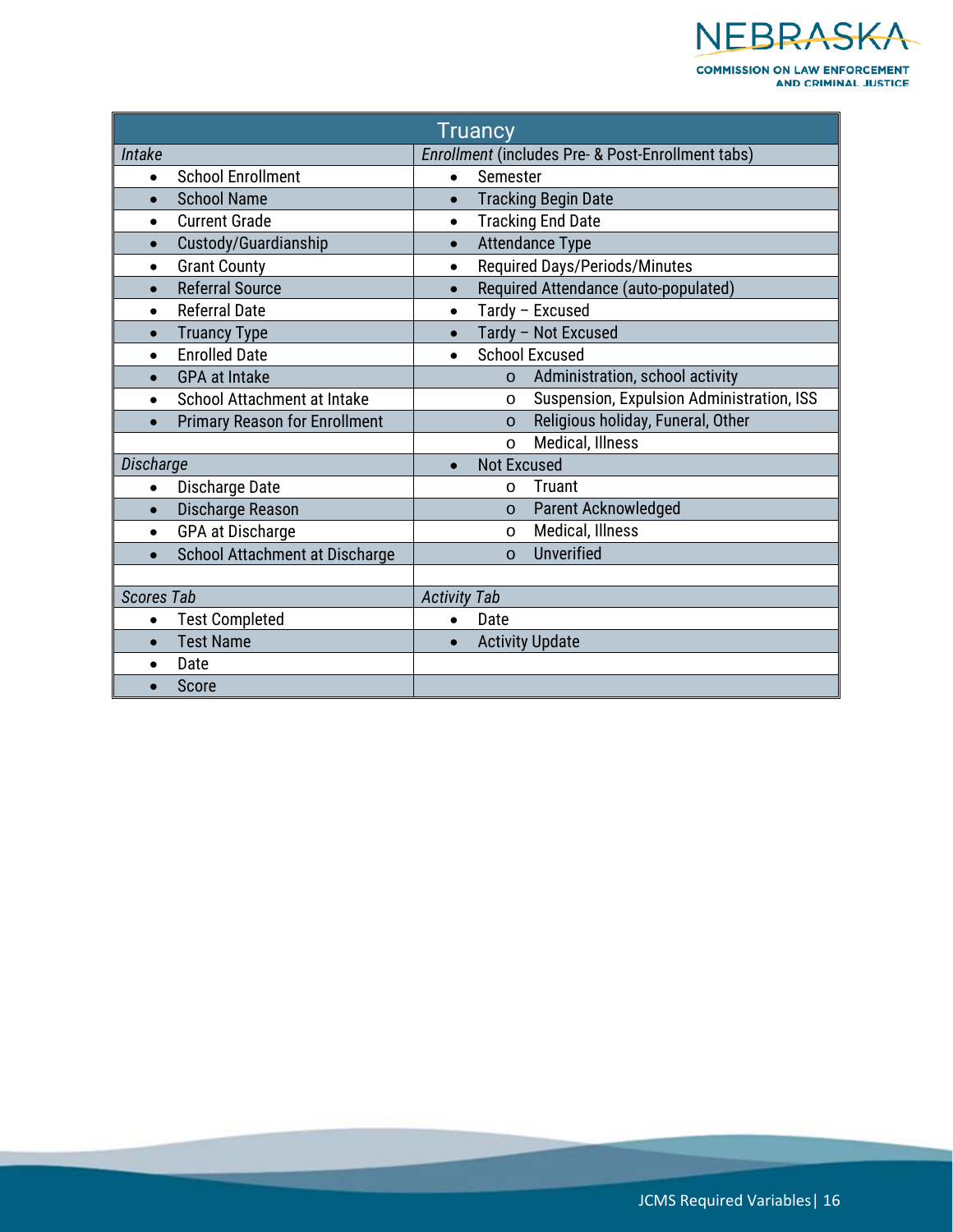| Truancy | |
|---|---|
| *Intake* | *Enrollment* (includes Pre- & Post-Enrollment tabs) |
| • School Enrollment | • Semester |
| • School Name | • Tracking Begin Date |
| • Current Grade | • Tracking End Date |
| • Custody/Guardianship | • Attendance Type |
| • Grant County | • Required Days/Periods/Minutes |
| • Referral Source | • Required Attendance (auto-populated) |
| • Referral Date | • Tardy – Excused |
| • Truancy Type | • Tardy – Not Excused |
| • Enrolled Date | • School Excused |
| • GPA at Intake | o Administration, school activity |
| • School Attachment at Intake | o Suspension, Expulsion Administration, ISS |
| • Primary Reason for Enrollment | o Religious holiday, Funeral, Other |
| | o Medical, Illness |
| *Discharge* | • Not Excused |
| • Discharge Date | o Truant |
| • Discharge Reason | o Parent Acknowledged |
| • GPA at Discharge | o Medical, Illness |
| • School Attachment at Discharge | o Unverified |
| | |
| *Scores Tab* | *Activity Tab* |
| • Test Completed | • Date |
| • Test Name | • Activity Update |
| • Date | |
| • Score | |